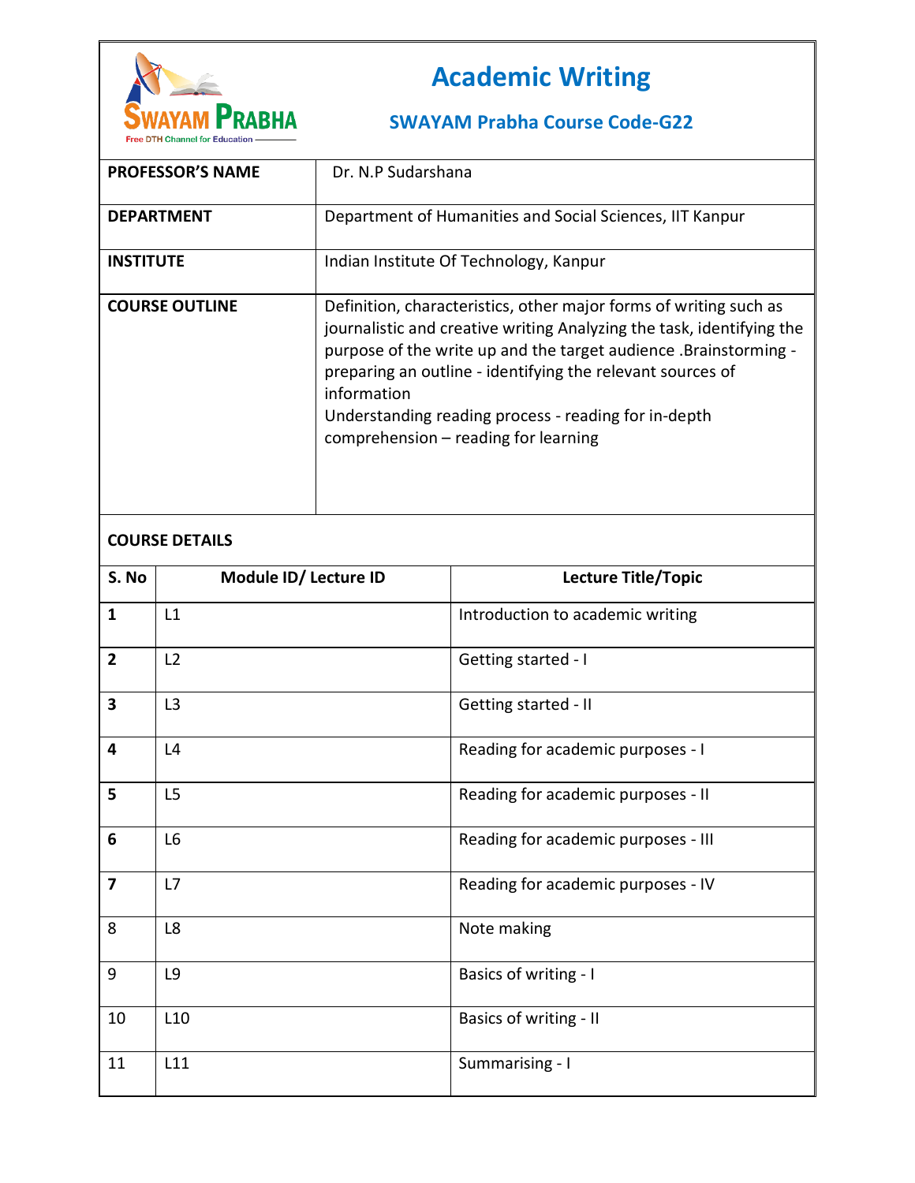# Academic Writing

## SWAYAM Prabha Course Code-G22

| | |
|---|---|
| **PROFESSOR'S NAME** | Dr. N.P Sudarshana |
| **DEPARTMENT** | Department of Humanities and Social Sciences, IIT Kanpur |
| **INSTITUTE** | Indian Institute Of Technology, Kanpur |
| **COURSE OUTLINE** | Definition, characteristics, other major forms of writing such as journalistic and creative writing Analyzing the task, identifying the purpose of the write up and the target audience .Brainstorming - preparing an outline - identifying the relevant sources of information<br>Understanding reading process - reading for in-depth comprehension – reading for learning |

**COURSE DETAILS**

| S. No | Module ID/ Lecture ID | Lecture Title/Topic |
|---|---|---|
| **1** | L1 | Introduction to academic writing |
| **2** | L2 | Getting started - I |
| **3** | L3 | Getting started - II |
| **4** | L4 | Reading for academic purposes - I |
| **5** | L5 | Reading for academic purposes - II |
| **6** | L6 | Reading for academic purposes - III |
| **7** | L7 | Reading for academic purposes - IV |
| 8 | L8 | Note making |
| 9 | L9 | Basics of writing - I |
| 10 | L10 | Basics of writing - II |
| 11 | L11 | Summarising - I |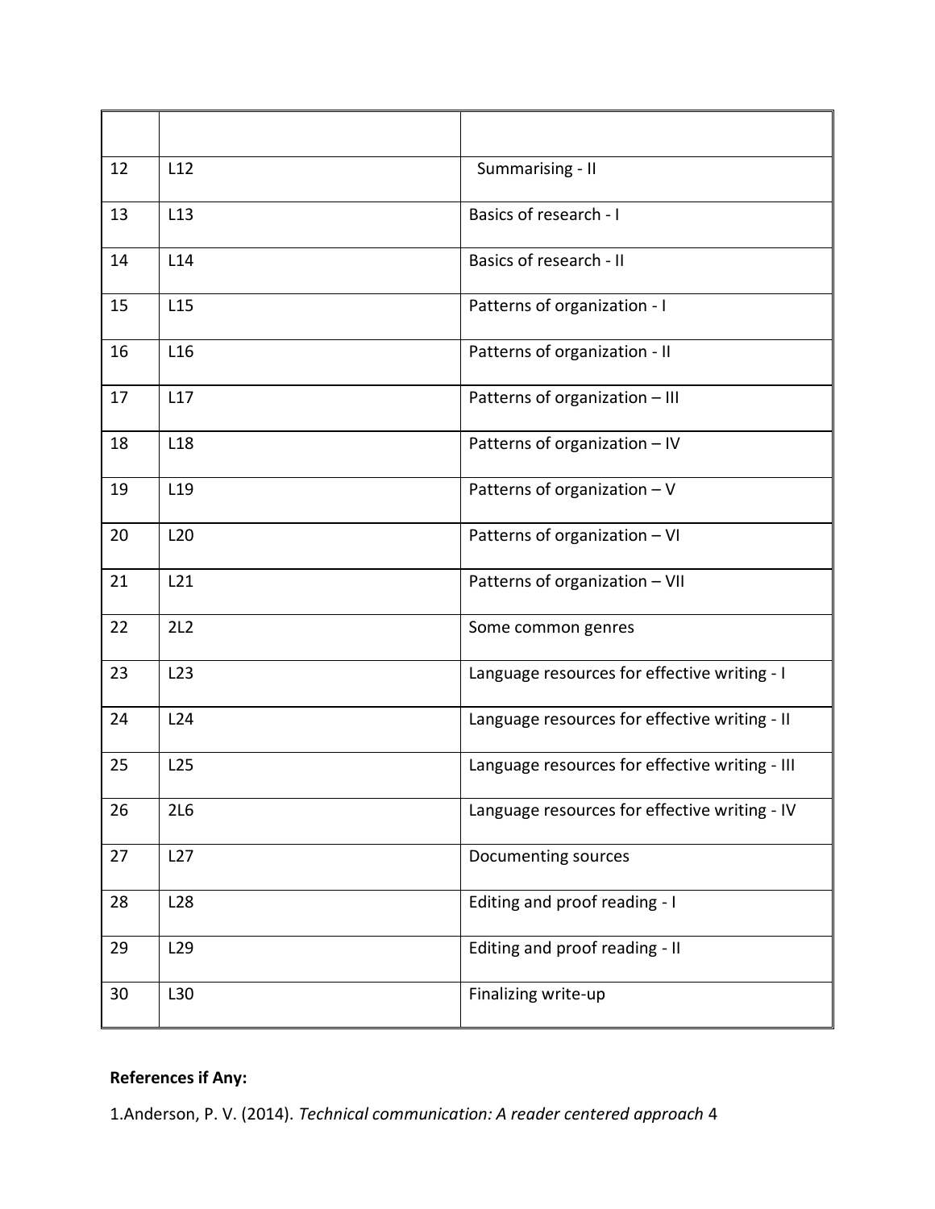| | | |
|---|---|---|
| 12 | L12 | Summarising - II |
| 13 | L13 | Basics of research - I |
| 14 | L14 | Basics of research - II |
| 15 | L15 | Patterns of organization - I |
| 16 | L16 | Patterns of organization - II |
| 17 | L17 | Patterns of organization – III |
| 18 | L18 | Patterns of organization – IV |
| 19 | L19 | Patterns of organization – V |
| 20 | L20 | Patterns of organization – VI |
| 21 | L21 | Patterns of organization – VII |
| 22 | 2L2 | Some common genres |
| 23 | L23 | Language resources for effective writing - I |
| 24 | L24 | Language resources for effective writing - II |
| 25 | L25 | Language resources for effective writing - III |
| 26 | 2L6 | Language resources for effective writing - IV |
| 27 | L27 | Documenting sources |
| 28 | L28 | Editing and proof reading - I |
| 29 | L29 | Editing and proof reading - II |
| 30 | L30 | Finalizing write-up |

**References if Any:**

1.Anderson, P. V. (2014). *Technical communication: A reader centered approach* 4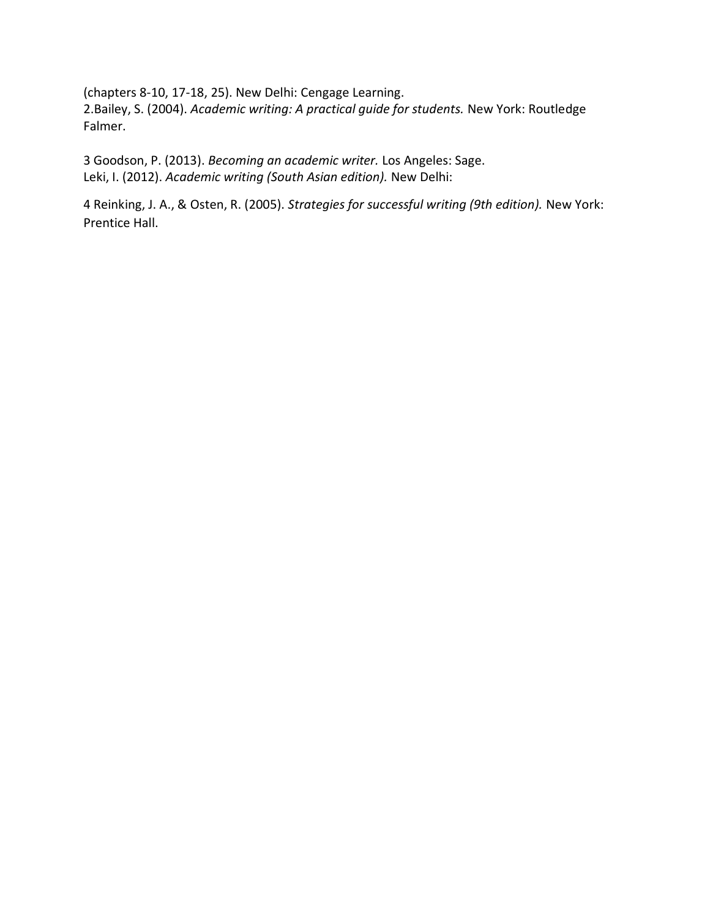(chapters 8-10, 17-18, 25). New Delhi: Cengage Learning.
2.Bailey, S. (2004). *Academic writing: A practical guide for students.* New York: Routledge Falmer.

3 Goodson, P. (2013). *Becoming an academic writer.* Los Angeles: Sage.
Leki, I. (2012). *Academic writing (South Asian edition).* New Delhi:

4 Reinking, J. A., & Osten, R. (2005). *Strategies for successful writing (9th edition).* New York: Prentice Hall.